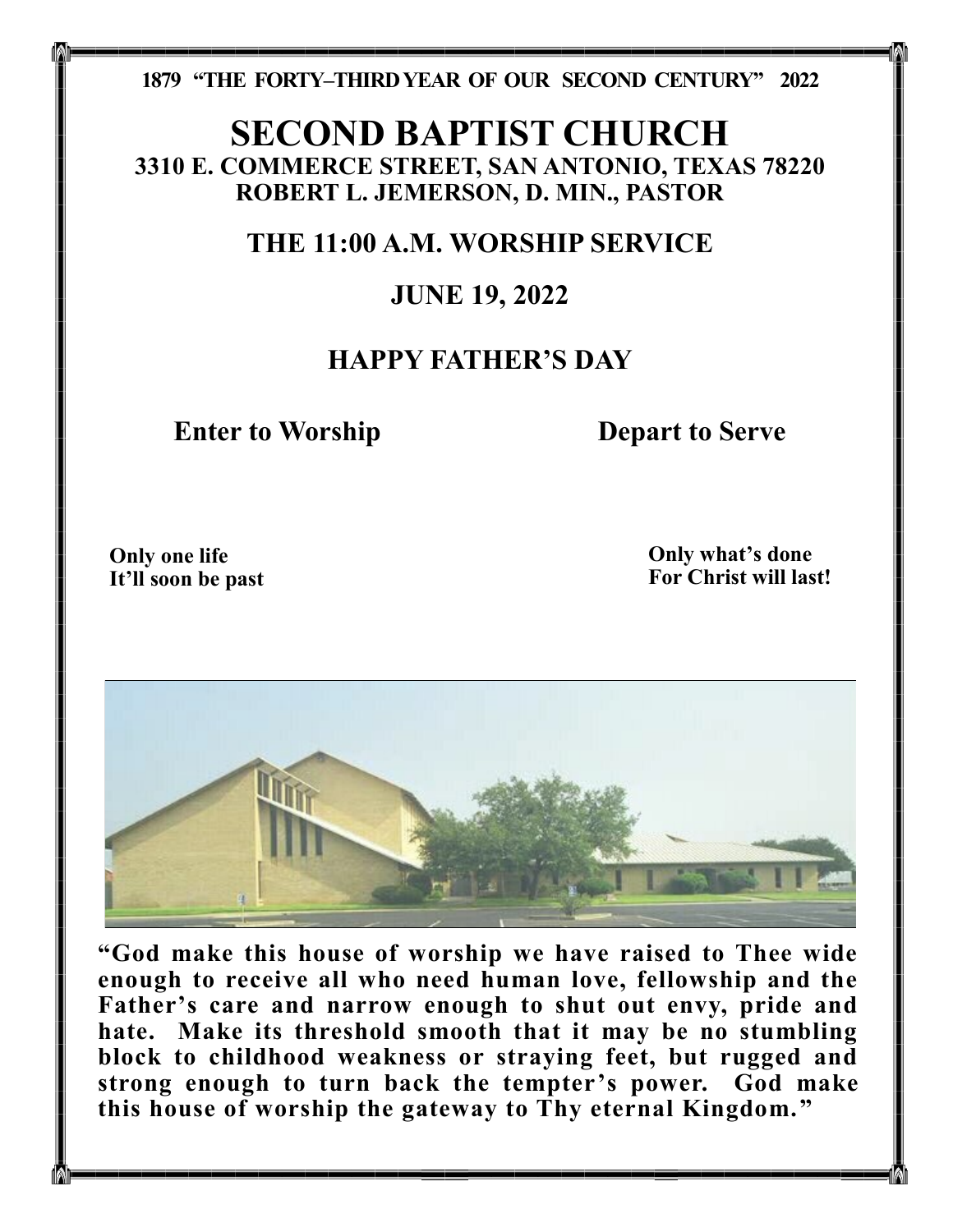**1879 "THE FORTY–THIRD YEAR OF OUR SECOND CENTURY" 2022**

# SECOND BAPTIST CHURCH

**3310 E. COMMERCE STREET, SAN ANTONIO, TEXAS 78220**
**ROBERT L. JEMERSON, D. MIN., PASTOR**

## THE 11:00 A.M. WORSHIP SERVICE

## JUNE 19, 2022

## HAPPY FATHER'S DAY

**Enter to Worship** **Depart to Serve**

**Only one life**
**It'll soon be past**

**Only what's done**
**For Christ will last!**

**"God make this house of worship we have raised to Thee wide enough to receive all who need human love, fellowship and the Father's care and narrow enough to shut out envy, pride and hate. Make its threshold smooth that it may be no stumbling block to childhood weakness or straying feet, but rugged and strong enough to turn back the tempter's power. God make this house of worship the gateway to Thy eternal Kingdom."**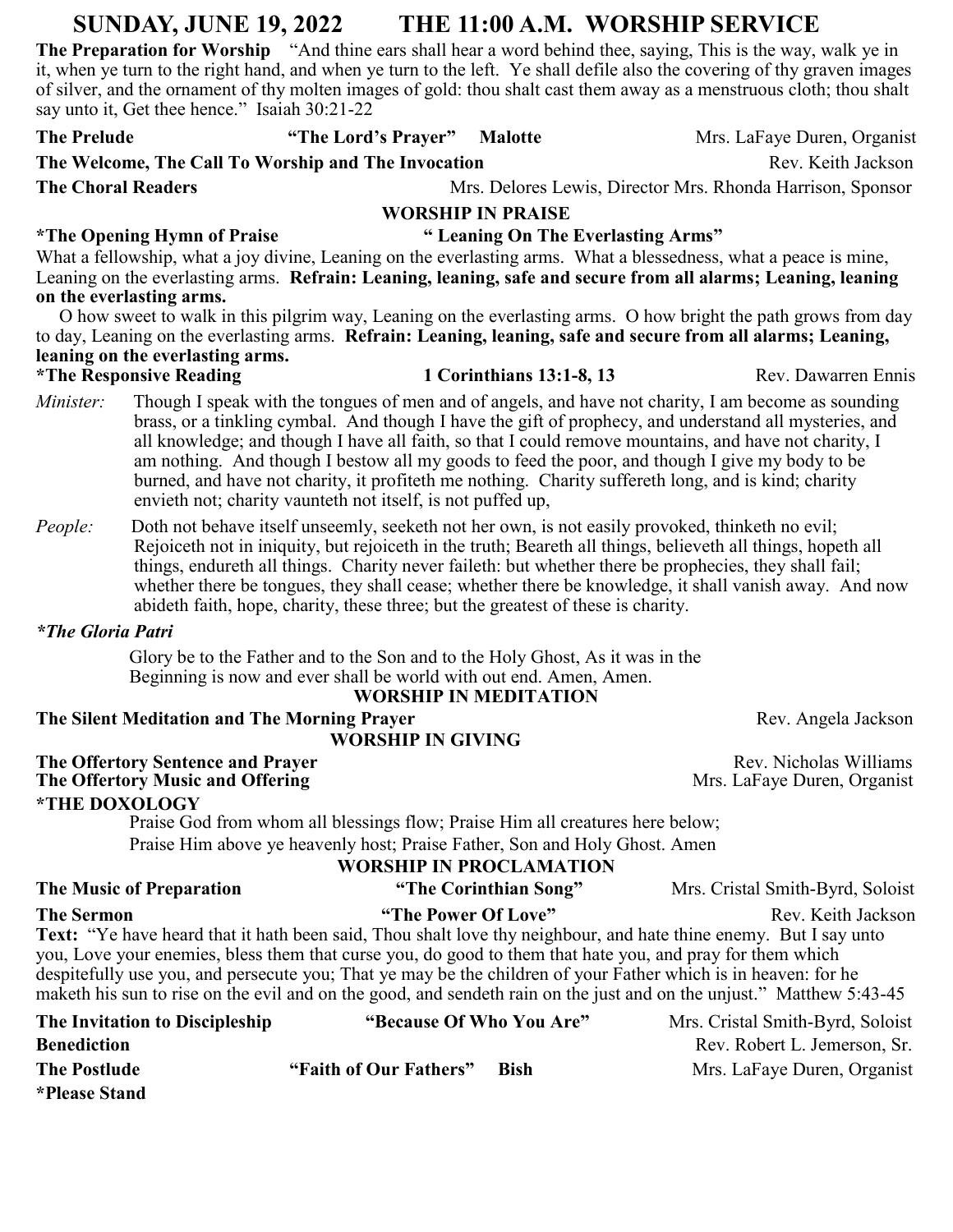# SUNDAY, JUNE 19, 2022 THE 11:00 A.M. WORSHIP SERVICE

**The Preparation for Worship** "And thine ears shall hear a word behind thee, saying, This is the way, walk ye in it, when ye turn to the right hand, and when ye turn to the left. Ye shall defile also the covering of thy graven images of silver, and the ornament of thy molten images of gold: thou shalt cast them away as a menstruous cloth; thou shalt say unto it, Get thee hence." Isaiah 30:21-22

**The Prelude** **"The Lord's Prayer" Malotte** Mrs. LaFaye Duren, Organist

**The Welcome, The Call To Worship and The Invocation** Rev. Keith Jackson

**The Choral Readers** Mrs. Delores Lewis, Director Mrs. Rhonda Harrison, Sponsor

## WORSHIP IN PRAISE

**\*The Opening Hymn of Praise** **" Leaning On The Everlasting Arms"**

What a fellowship, what a joy divine, Leaning on the everlasting arms. What a blessedness, what a peace is mine, Leaning on the everlasting arms. **Refrain: Leaning, leaning, safe and secure from all alarms; Leaning, leaning on the everlasting arms.**

O how sweet to walk in this pilgrim way, Leaning on the everlasting arms. O how bright the path grows from day to day, Leaning on the everlasting arms. **Refrain: Leaning, leaning, safe and secure from all alarms; Leaning, leaning on the everlasting arms.**

**\*The Responsive Reading** **1 Corinthians 13:1-8, 13** Rev. Dawarren Ennis

*Minister:* Though I speak with the tongues of men and of angels, and have not charity, I am become as sounding brass, or a tinkling cymbal. And though I have the gift of prophecy, and understand all mysteries, and all knowledge; and though I have all faith, so that I could remove mountains, and have not charity, I am nothing. And though I bestow all my goods to feed the poor, and though I give my body to be burned, and have not charity, it profiteth me nothing. Charity suffereth long, and is kind; charity envieth not; charity vaunteth not itself, is not puffed up,

*People:* Doth not behave itself unseemly, seeketh not her own, is not easily provoked, thinketh no evil; Rejoiceth not in iniquity, but rejoiceth in the truth; Beareth all things, believeth all things, hopeth all things, endureth all things. Charity never faileth: but whether there be prophecies, they shall fail; whether there be tongues, they shall cease; whether there be knowledge, it shall vanish away. And now abideth faith, hope, charity, these three; but the greatest of these is charity.

***\*The Gloria Patri***

Glory be to the Father and to the Son and to the Holy Ghost, As it was in the Beginning is now and ever shall be world with out end. Amen, Amen.

## WORSHIP IN MEDITATION

**The Silent Meditation and The Morning Prayer** Rev. Angela Jackson

## WORSHIP IN GIVING

**The Offertory Sentence and Prayer** Rev. Nicholas Williams
**The Offertory Music and Offering** Mrs. LaFaye Duren, Organist

**\*THE DOXOLOGY**

Praise God from whom all blessings flow; Praise Him all creatures here below;
Praise Him above ye heavenly host; Praise Father, Son and Holy Ghost. Amen

## WORSHIP IN PROCLAMATION

**The Music of Preparation** **"The Corinthian Song"** Mrs. Cristal Smith-Byrd, Soloist

**The Sermon** **"The Power Of Love"** Rev. Keith Jackson

**Text:** "Ye have heard that it hath been said, Thou shalt love thy neighbour, and hate thine enemy. But I say unto you, Love your enemies, bless them that curse you, do good to them that hate you, and pray for them which despitefully use you, and persecute you; That ye may be the children of your Father which is in heaven: for he maketh his sun to rise on the evil and on the good, and sendeth rain on the just and on the unjust." Matthew 5:43-45

**The Invitation to Discipleship** **"Because Of Who You Are"** Mrs. Cristal Smith-Byrd, Soloist

**Benediction** Rev. Robert L. Jemerson, Sr.

**The Postlude** **"Faith of Our Fathers" Bish** Mrs. LaFaye Duren, Organist

**\*Please Stand**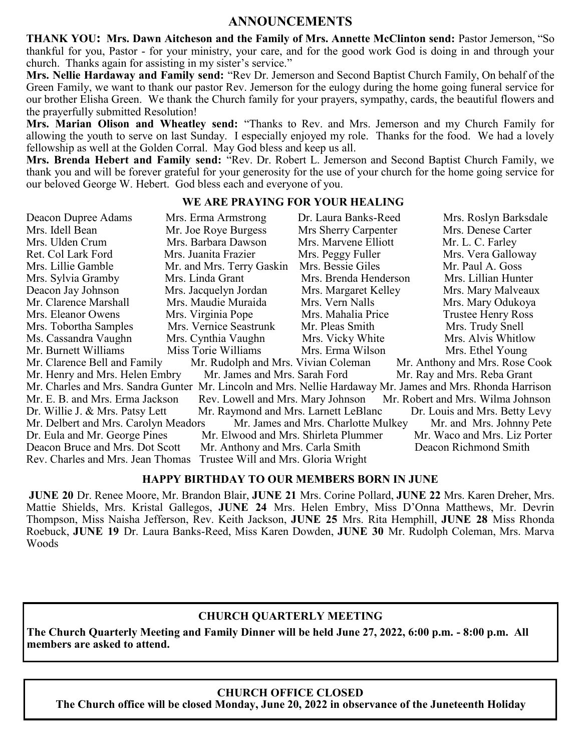# ANNOUNCEMENTS

**THANK YOU: Mrs. Dawn Aitcheson and the Family of Mrs. Annette McClinton send:** Pastor Jemerson, "So thankful for you, Pastor - for your ministry, your care, and for the good work God is doing in and through your church. Thanks again for assisting in my sister's service."

**Mrs. Nellie Hardaway and Family send:** "Rev Dr. Jemerson and Second Baptist Church Family, On behalf of the Green Family, we want to thank our pastor Rev. Jemerson for the eulogy during the home going funeral service for our brother Elisha Green. We thank the Church family for your prayers, sympathy, cards, the beautiful flowers and the prayerfully submitted Resolution!

**Mrs. Marian Olison and Wheatley send:** "Thanks to Rev. and Mrs. Jemerson and my Church Family for allowing the youth to serve on last Sunday. I especially enjoyed my role. Thanks for the food. We had a lovely fellowship as well at the Golden Corral. May God bless and keep us all.

**Mrs. Brenda Hebert and Family send:** "Rev. Dr. Robert L. Jemerson and Second Baptist Church Family, we thank you and will be forever grateful for your generosity for the use of your church for the home going service for our beloved George W. Hebert. God bless each and everyone of you.

## WE ARE PRAYING FOR YOUR HEALING

Deacon Dupree Adams, Mrs. Erma Armstrong, Dr. Laura Banks-Reed, Mrs. Roslyn Barksdale, Mrs. Idell Bean, Mr. Joe Roye Burgess, Mrs Sherry Carpenter, Mrs. Denese Carter, Mrs. Ulden Crum, Mrs. Barbara Dawson, Mrs. Marvene Elliott, Mr. L. C. Farley, Ret. Col Lark Ford, Mrs. Juanita Frazier, Mrs. Peggy Fuller, Mrs. Vera Galloway, Mrs. Lillie Gamble, Mr. and Mrs. Terry Gaskin, Mrs. Bessie Giles, Mr. Paul A. Goss, Mrs. Sylvia Gramby, Mrs. Linda Grant, Mrs. Brenda Henderson, Mrs. Lillian Hunter, Deacon Jay Johnson, Mrs. Jacquelyn Jordan, Mrs. Margaret Kelley, Mrs. Mary Malveaux, Mr. Clarence Marshall, Mrs. Maudie Muraida, Mrs. Vern Nalls, Mrs. Mary Odukoya, Mrs. Eleanor Owens, Mrs. Virginia Pope, Mrs. Mahalia Price, Trustee Henry Ross, Mrs. Tobortha Samples, Mrs. Vernice Seastrunk, Mr. Pleas Smith, Mrs. Trudy Snell, Ms. Cassandra Vaughn, Mrs. Cynthia Vaughn, Mrs. Vicky White, Mrs. Alvis Whitlow, Mr. Burnett Williams, Miss Torie Williams, Mrs. Erma Wilson, Mrs. Ethel Young

Mr. Clarence Bell and Family, Mr. Rudolph and Mrs. Vivian Coleman, Mr. Anthony and Mrs. Rose Cook, Mr. Henry and Mrs. Helen Embry, Mr. James and Mrs. Sarah Ford, Mr. Ray and Mrs. Reba Grant, Mr. Charles and Mrs. Sandra Gunter, Mr. Lincoln and Mrs. Nellie Hardaway, Mr. James and Mrs. Rhonda Harrison, Mr. E. B. and Mrs. Erma Jackson, Rev. Lowell and Mrs. Mary Johnson, Mr. Robert and Mrs. Wilma Johnson, Dr. Willie J. & Mrs. Patsy Lett, Mr. Raymond and Mrs. Larnett LeBlanc, Dr. Louis and Mrs. Betty Levy, Mr. Delbert and Mrs. Carolyn Meadors, Mr. James and Mrs. Charlotte Mulkey, Mr. and Mrs. Johnny Pete, Dr. Eula and Mr. George Pines, Mr. Elwood and Mrs. Shirleta Plummer, Mr. Waco and Mrs. Liz Porter, Deacon Bruce and Mrs. Dot Scott, Mr. Anthony and Mrs. Carla Smith, Deacon Richmond Smith, Rev. Charles and Mrs. Jean Thomas, Trustee Will and Mrs. Gloria Wright

## HAPPY BIRTHDAY TO OUR MEMBERS BORN IN JUNE

**JUNE 20** Dr. Renee Moore, Mr. Brandon Blair, **JUNE 21** Mrs. Corine Pollard, **JUNE 22** Mrs. Karen Dreher, Mrs. Mattie Shields, Mrs. Kristal Gallegos, **JUNE 24** Mrs. Helen Embry, Miss D'Onna Matthews, Mr. Devrin Thompson, Miss Naisha Jefferson, Rev. Keith Jackson, **JUNE 25** Mrs. Rita Hemphill, **JUNE 28** Miss Rhonda Roebuck, **JUNE 19** Dr. Laura Banks-Reed, Miss Karen Dowden, **JUNE 30** Mr. Rudolph Coleman, Mrs. Marva Woods

## CHURCH QUARTERLY MEETING

**The Church Quarterly Meeting and Family Dinner will be held June 27, 2022, 6:00 p.m. - 8:00 p.m. All members are asked to attend.**

## CHURCH OFFICE CLOSED

**The Church office will be closed Monday, June 20, 2022 in observance of the Juneteenth Holiday**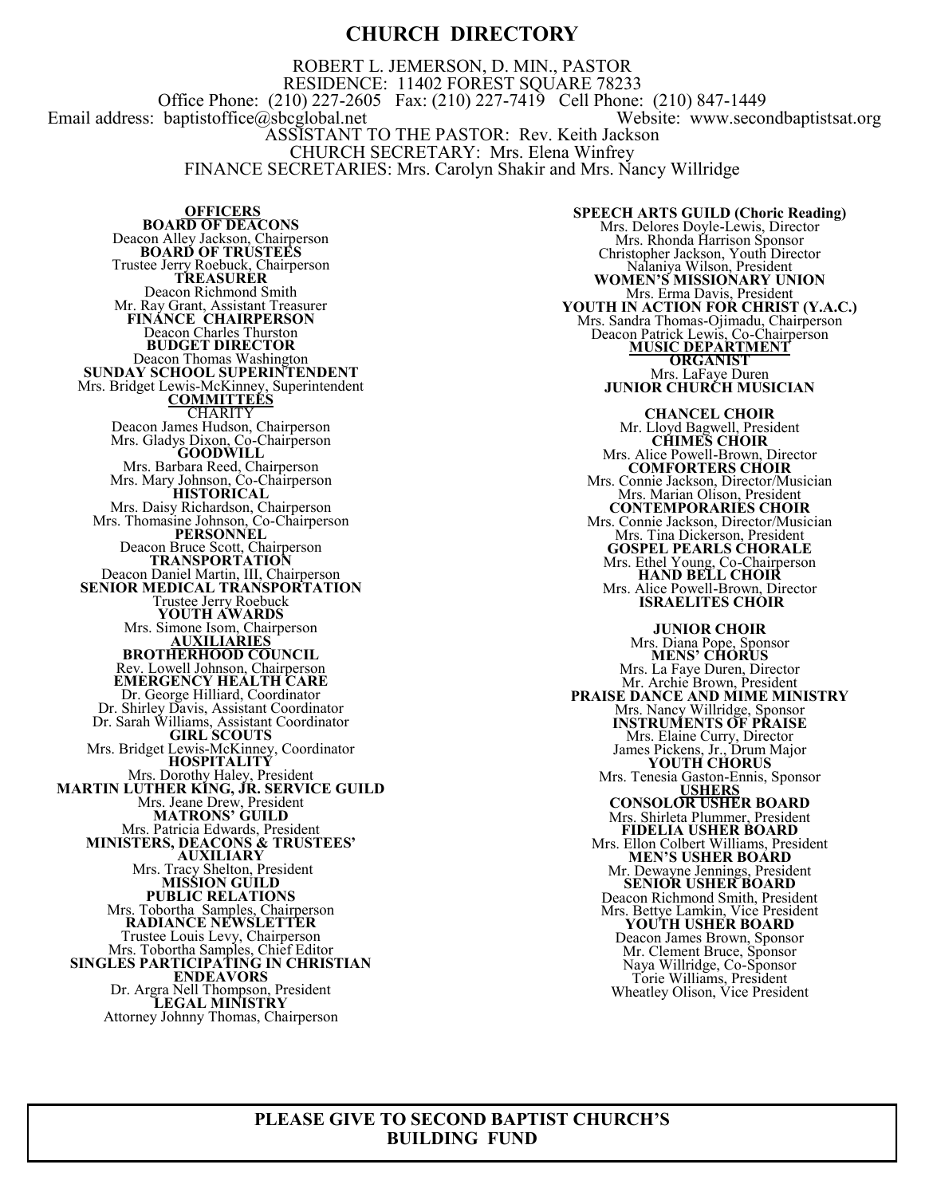# CHURCH DIRECTORY

ROBERT L. JEMERSON, D. MIN., PASTOR
RESIDENCE: 11402 FOREST SQUARE 78233
Office Phone: (210) 227-2605 Fax: (210) 227-7419 Cell Phone: (210) 847-1449
Email address: baptistoffice@sbcglobal.net Website: www.secondbaptistsat.org
ASSISTANT TO THE PASTOR: Rev. Keith Jackson
CHURCH SECRETARY: Mrs. Elena Winfrey
FINANCE SECRETARIES: Mrs. Carolyn Shakir and Mrs. Nancy Willridge

## OFFICERS

**BOARD OF DEACONS**
Deacon Alley Jackson, Chairperson

**BOARD OF TRUSTEES**
Trustee Jerry Roebuck, Chairperson

**TREASURER**
Deacon Richmond Smith
Mr. Ray Grant, Assistant Treasurer

**FINANCE CHAIRPERSON**
Deacon Charles Thurston

**BUDGET DIRECTOR**
Deacon Thomas Washington

**SUNDAY SCHOOL SUPERINTENDENT**
Mrs. Bridget Lewis-McKinney, Superintendent

## COMMITTEES

CHARITY
Deacon James Hudson, Chairperson
Mrs. Gladys Dixon, Co-Chairperson

**GOODWILL**
Mrs. Barbara Reed, Chairperson
Mrs. Mary Johnson, Co-Chairperson

**HISTORICAL**
Mrs. Daisy Richardson, Chairperson
Mrs. Thomasine Johnson, Co-Chairperson

**PERSONNEL**
Deacon Bruce Scott, Chairperson

**TRANSPORTATION**
Deacon Daniel Martin, III, Chairperson

**SENIOR MEDICAL TRANSPORTATION**
Trustee Jerry Roebuck

**YOUTH AWARDS**
Mrs. Simone Isom, Chairperson

## AUXILIARIES

**BROTHERHOOD COUNCIL**
Rev. Lowell Johnson, Chairperson

**EMERGENCY HEALTH CARE**
Dr. George Hilliard, Coordinator
Dr. Shirley Davis, Assistant Coordinator
Dr. Sarah Williams, Assistant Coordinator

**GIRL SCOUTS**
Mrs. Bridget Lewis-McKinney, Coordinator

**HOSPITALITY**
Mrs. Dorothy Haley, President

**MARTIN LUTHER KING, JR. SERVICE GUILD**
Mrs. Jeane Drew, President

**MATRONS' GUILD**
Mrs. Patricia Edwards, President

**MINISTERS, DEACONS & TRUSTEES' AUXILIARY**
Mrs. Tracy Shelton, President

**MISSION GUILD**

**PUBLIC RELATIONS**
Mrs. Tobortha Samples, Chairperson

**RADIANCE NEWSLETTER**
Trustee Louis Levy, Chairperson
Mrs. Tobortha Samples, Chief Editor

**SINGLES PARTICIPATING IN CHRISTIAN ENDEAVORS**
Dr. Argra Nell Thompson, President

**LEGAL MINISTRY**
Attorney Johnny Thomas, Chairperson

**SPEECH ARTS GUILD (Choric Reading)**
Mrs. Delores Doyle-Lewis, Director
Mrs. Rhonda Harrison Sponsor
Christopher Jackson, Youth Director
Nalaniya Wilson, President

**WOMEN'S MISSIONARY UNION**
Mrs. Erma Davis, President

**YOUTH IN ACTION FOR CHRIST (Y.A.C.)**
Mrs. Sandra Thomas-Ojimadu, Chairperson
Deacon Patrick Lewis, Co-Chairperson

## MUSIC DEPARTMENT

**ORGANIST**
Mrs. LaFaye Duren

**JUNIOR CHURCH MUSICIAN**

**CHANCEL CHOIR**
Mr. Lloyd Bagwell, President

**CHIMES CHOIR**
Mrs. Alice Powell-Brown, Director

**COMFORTERS CHOIR**
Mrs. Connie Jackson, Director/Musician
Mrs. Marian Olison, President

**CONTEMPORARIES CHOIR**
Mrs. Connie Jackson, Director/Musician
Mrs. Tina Dickerson, President

**GOSPEL PEARLS CHORALE**
Mrs. Ethel Young, Co-Chairperson

**HAND BELL CHOIR**
Mrs. Alice Powell-Brown, Director

**ISRAELITES CHOIR**

**JUNIOR CHOIR**
Mrs. Diana Pope, Sponsor

**MENS' CHORUS**
Mrs. La Faye Duren, Director
Mr. Archie Brown, President

**PRAISE DANCE AND MIME MINISTRY**
Mrs. Nancy Willridge, Sponsor

**INSTRUMENTS OF PRAISE**
Mrs. Elaine Curry, Director
James Pickens, Jr., Drum Major

**YOUTH CHORUS**
Mrs. Tenesia Gaston-Ennis, Sponsor

## USHERS

**CONSOLOR USHER BOARD**
Mrs. Shirleta Plummer, President

**FIDELIA USHER BOARD**
Mrs. Ellon Colbert Williams, President

**MEN'S USHER BOARD**
Mr. Dewayne Jennings, President

**SENIOR USHER BOARD**
Deacon Richmond Smith, President
Mrs. Bettye Lamkin, Vice President

**YOUTH USHER BOARD**
Deacon James Brown, Sponsor
Mr. Clement Bruce, Sponsor
Naya Willridge, Co-Sponsor
Torie Williams, President
Wheatley Olison, Vice President

**PLEASE GIVE TO SECOND BAPTIST CHURCH'S BUILDING FUND**